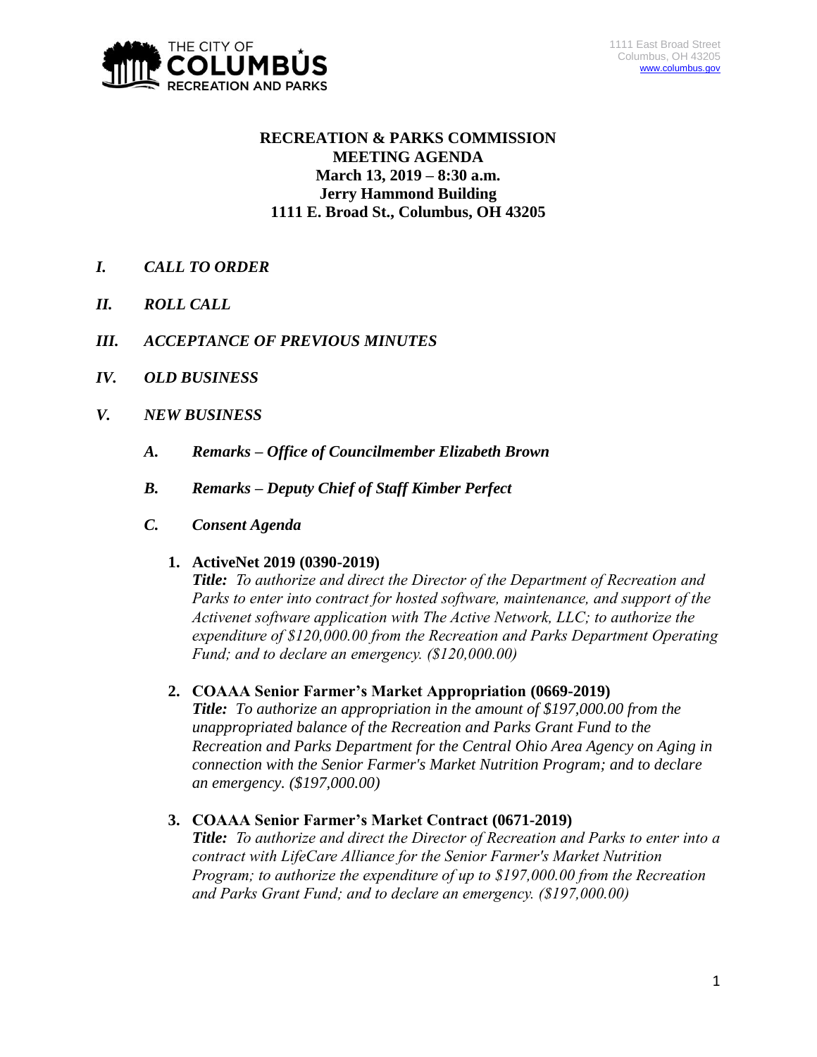THE CITY OF COLUMBUS RECREATION AND PARKS

1111 East Broad Street
Columbus, OH 43205
www.columbus.gov

# RECREATION & PARKS COMMISSION MEETING AGENDA
**March 13, 2019 – 8:30 a.m.**
**Jerry Hammond Building**
**1111 E. Broad St., Columbus, OH 43205**

***I. CALL TO ORDER***

***II. ROLL CALL***

***III. ACCEPTANCE OF PREVIOUS MINUTES***

***IV. OLD BUSINESS***

***V. NEW BUSINESS***

***A. Remarks – Office of Councilmember Elizabeth Brown***

***B. Remarks – Deputy Chief of Staff Kimber Perfect***

***C. Consent Agenda***

1. **ActiveNet 2019 (0390-2019)**
   ***Title:*** *To authorize and direct the Director of the Department of Recreation and Parks to enter into contract for hosted software, maintenance, and support of the Activenet software application with The Active Network, LLC; to authorize the expenditure of $120,000.00 from the Recreation and Parks Department Operating Fund; and to declare an emergency. ($120,000.00)*

2. **COAAA Senior Farmer's Market Appropriation (0669-2019)**
   ***Title:*** *To authorize an appropriation in the amount of $197,000.00 from the unappropriated balance of the Recreation and Parks Grant Fund to the Recreation and Parks Department for the Central Ohio Area Agency on Aging in connection with the Senior Farmer's Market Nutrition Program; and to declare an emergency. ($197,000.00)*

3. **COAAA Senior Farmer's Market Contract (0671-2019)**
   ***Title:*** *To authorize and direct the Director of Recreation and Parks to enter into a contract with LifeCare Alliance for the Senior Farmer's Market Nutrition Program; to authorize the expenditure of up to $197,000.00 from the Recreation and Parks Grant Fund; and to declare an emergency. ($197,000.00)*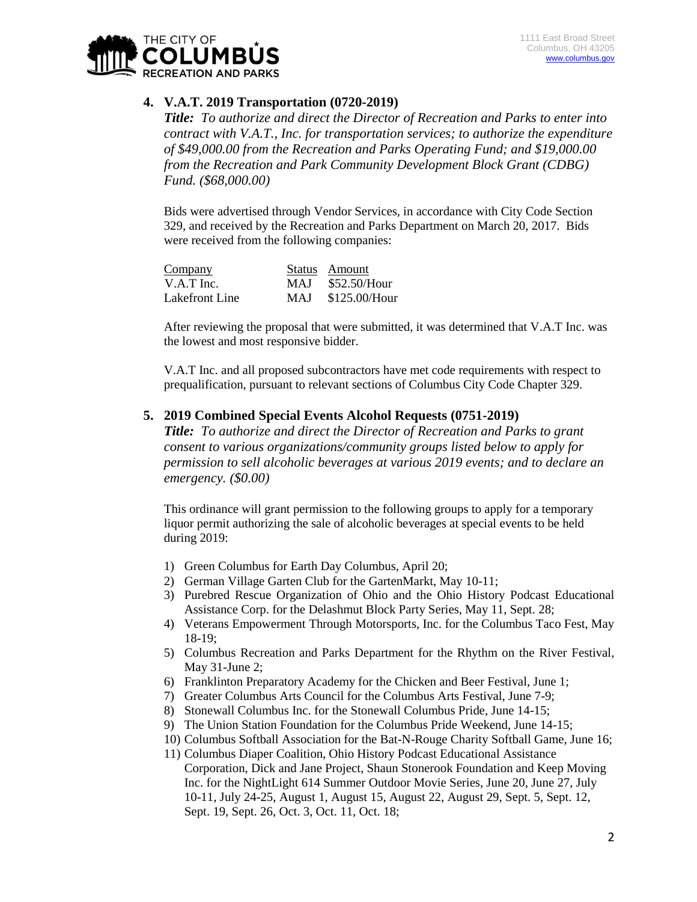## 4. V.A.T. 2019 Transportation (0720-2019)

***Title:*** *To authorize and direct the Director of Recreation and Parks to enter into contract with V.A.T., Inc. for transportation services; to authorize the expenditure of $49,000.00 from the Recreation and Parks Operating Fund; and $19,000.00 from the Recreation and Park Community Development Block Grant (CDBG) Fund. ($68,000.00)*

Bids were advertised through Vendor Services, in accordance with City Code Section 329, and received by the Recreation and Parks Department on March 20, 2017. Bids were received from the following companies:

| Company | Status | Amount |
|---|---|---|
| V.A.T Inc. | MAJ | $52.50/Hour |
| Lakefront Line | MAJ | $125.00/Hour |

After reviewing the proposal that were submitted, it was determined that V.A.T Inc. was the lowest and most responsive bidder.

V.A.T Inc. and all proposed subcontractors have met code requirements with respect to prequalification, pursuant to relevant sections of Columbus City Code Chapter 329.

## 5. 2019 Combined Special Events Alcohol Requests (0751-2019)

***Title:*** *To authorize and direct the Director of Recreation and Parks to grant consent to various organizations/community groups listed below to apply for permission to sell alcoholic beverages at various 2019 events; and to declare an emergency. ($0.00)*

This ordinance will grant permission to the following groups to apply for a temporary liquor permit authorizing the sale of alcoholic beverages at special events to be held during 2019:

1) Green Columbus for Earth Day Columbus, April 20;
2) German Village Garten Club for the GartenMarkt, May 10-11;
3) Purebred Rescue Organization of Ohio and the Ohio History Podcast Educational Assistance Corp. for the Delashmut Block Party Series, May 11, Sept. 28;
4) Veterans Empowerment Through Motorsports, Inc. for the Columbus Taco Fest, May 18-19;
5) Columbus Recreation and Parks Department for the Rhythm on the River Festival, May 31-June 2;
6) Franklinton Preparatory Academy for the Chicken and Beer Festival, June 1;
7) Greater Columbus Arts Council for the Columbus Arts Festival, June 7-9;
8) Stonewall Columbus Inc. for the Stonewall Columbus Pride, June 14-15;
9) The Union Station Foundation for the Columbus Pride Weekend, June 14-15;
10) Columbus Softball Association for the Bat-N-Rouge Charity Softball Game, June 16;
11) Columbus Diaper Coalition, Ohio History Podcast Educational Assistance Corporation, Dick and Jane Project, Shaun Stonerook Foundation and Keep Moving Inc. for the NightLight 614 Summer Outdoor Movie Series, June 20, June 27, July 10-11, July 24-25, August 1, August 15, August 22, August 29, Sept. 5, Sept. 12, Sept. 19, Sept. 26, Oct. 3, Oct. 11, Oct. 18;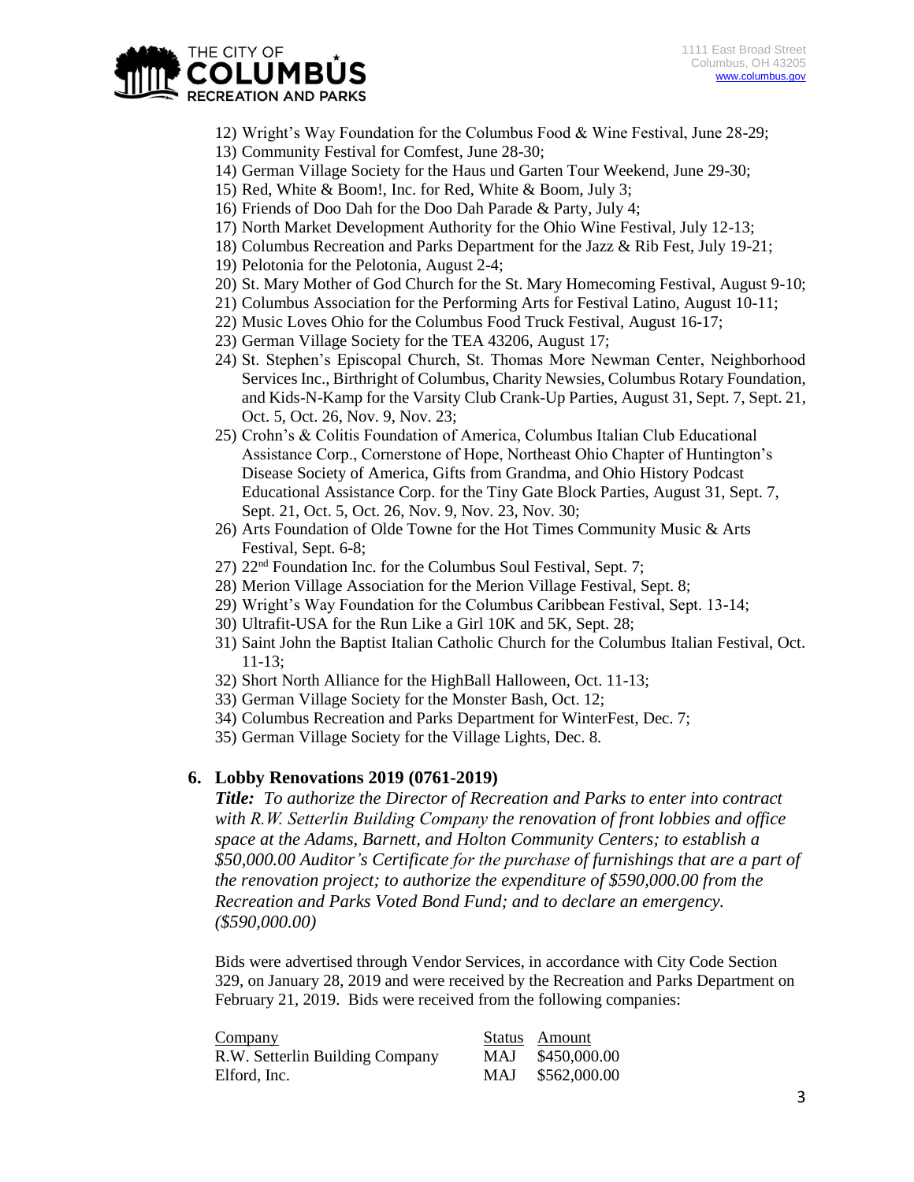12) Wright's Way Foundation for the Columbus Food & Wine Festival, June 28-29;
13) Community Festival for Comfest, June 28-30;
14) German Village Society for the Haus und Garten Tour Weekend, June 29-30;
15) Red, White & Boom!, Inc. for Red, White & Boom, July 3;
16) Friends of Doo Dah for the Doo Dah Parade & Party, July 4;
17) North Market Development Authority for the Ohio Wine Festival, July 12-13;
18) Columbus Recreation and Parks Department for the Jazz & Rib Fest, July 19-21;
19) Pelotonia for the Pelotonia, August 2-4;
20) St. Mary Mother of God Church for the St. Mary Homecoming Festival, August 9-10;
21) Columbus Association for the Performing Arts for Festival Latino, August 10-11;
22) Music Loves Ohio for the Columbus Food Truck Festival, August 16-17;
23) German Village Society for the TEA 43206, August 17;
24) St. Stephen's Episcopal Church, St. Thomas More Newman Center, Neighborhood Services Inc., Birthright of Columbus, Charity Newsies, Columbus Rotary Foundation, and Kids-N-Kamp for the Varsity Club Crank-Up Parties, August 31, Sept. 7, Sept. 21, Oct. 5, Oct. 26, Nov. 9, Nov. 23;
25) Crohn's & Colitis Foundation of America, Columbus Italian Club Educational Assistance Corp., Cornerstone of Hope, Northeast Ohio Chapter of Huntington's Disease Society of America, Gifts from Grandma, and Ohio History Podcast Educational Assistance Corp. for the Tiny Gate Block Parties, August 31, Sept. 7, Sept. 21, Oct. 5, Oct. 26, Nov. 9, Nov. 23, Nov. 30;
26) Arts Foundation of Olde Towne for the Hot Times Community Music & Arts Festival, Sept. 6-8;
27) 22nd Foundation Inc. for the Columbus Soul Festival, Sept. 7;
28) Merion Village Association for the Merion Village Festival, Sept. 8;
29) Wright's Way Foundation for the Columbus Caribbean Festival, Sept. 13-14;
30) Ultrafit-USA for the Run Like a Girl 10K and 5K, Sept. 28;
31) Saint John the Baptist Italian Catholic Church for the Columbus Italian Festival, Oct. 11-13;
32) Short North Alliance for the HighBall Halloween, Oct. 11-13;
33) German Village Society for the Monster Bash, Oct. 12;
34) Columbus Recreation and Parks Department for WinterFest, Dec. 7;
35) German Village Society for the Village Lights, Dec. 8.

## 6. Lobby Renovations 2019 (0761-2019)

***Title:*** *To authorize the Director of Recreation and Parks to enter into contract with R.W. Setterlin Building Company the renovation of front lobbies and office space at the Adams, Barnett, and Holton Community Centers; to establish a $50,000.00 Auditor's Certificate for the purchase of furnishings that are a part of the renovation project; to authorize the expenditure of $590,000.00 from the Recreation and Parks Voted Bond Fund; and to declare an emergency. ($590,000.00)*

Bids were advertised through Vendor Services, in accordance with City Code Section 329, on January 28, 2019 and were received by the Recreation and Parks Department on February 21, 2019. Bids were received from the following companies:

| Company | Status | Amount |
|---|---|---|
| R.W. Setterlin Building Company | MAJ | $450,000.00 |
| Elford, Inc. | MAJ | $562,000.00 |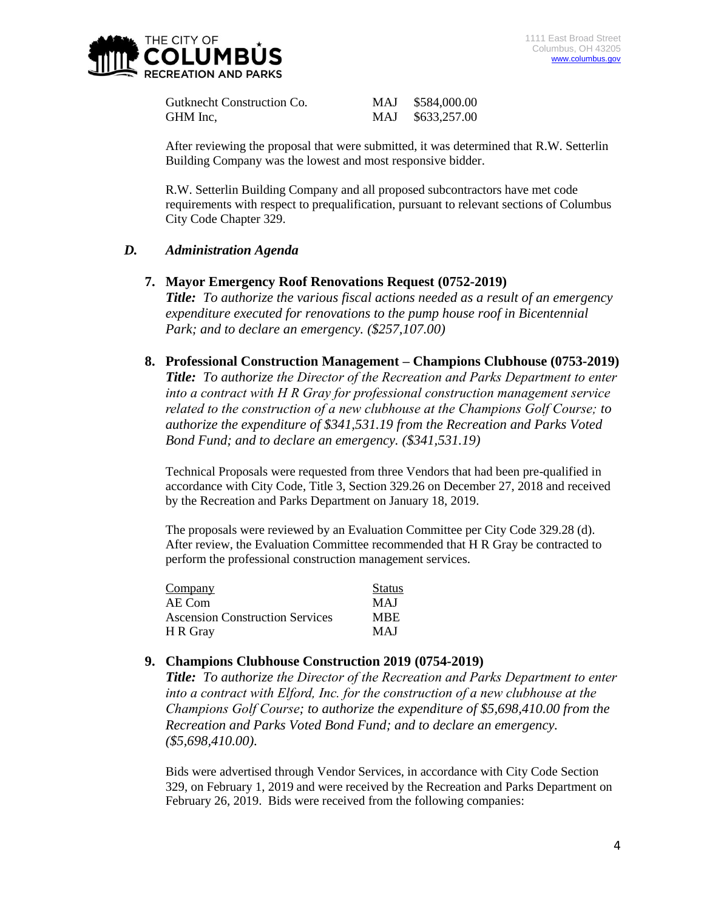| | | |
|---|---|---|
| Gutknecht Construction Co. | MAJ | $584,000.00 |
| GHM Inc, | MAJ | $633,257.00 |

After reviewing the proposal that were submitted, it was determined that R.W. Setterlin Building Company was the lowest and most responsive bidder.

R.W. Setterlin Building Company and all proposed subcontractors have met code requirements with respect to prequalification, pursuant to relevant sections of Columbus City Code Chapter 329.

## *D. Administration Agenda*

**7. Mayor Emergency Roof Renovations Request (0752-2019)**

***Title:*** *To authorize the various fiscal actions needed as a result of an emergency expenditure executed for renovations to the pump house roof in Bicentennial Park; and to declare an emergency. ($257,107.00)*

**8. Professional Construction Management – Champions Clubhouse (0753-2019)**

***Title:*** *To authorize the Director of the Recreation and Parks Department to enter into a contract with H R Gray for professional construction management service related to the construction of a new clubhouse at the Champions Golf Course; to authorize the expenditure of $341,531.19 from the Recreation and Parks Voted Bond Fund; and to declare an emergency. ($341,531.19)*

Technical Proposals were requested from three Vendors that had been pre-qualified in accordance with City Code, Title 3, Section 329.26 on December 27, 2018 and received by the Recreation and Parks Department on January 18, 2019.

The proposals were reviewed by an Evaluation Committee per City Code 329.28 (d). After review, the Evaluation Committee recommended that H R Gray be contracted to perform the professional construction management services.

| Company | Status |
|---|---|
| AE Com | MAJ |
| Ascension Construction Services | MBE |
| H R Gray | MAJ |

**9. Champions Clubhouse Construction 2019 (0754-2019)**

***Title:*** *To authorize the Director of the Recreation and Parks Department to enter into a contract with Elford, Inc. for the construction of a new clubhouse at the Champions Golf Course; to authorize the expenditure of $5,698,410.00 from the Recreation and Parks Voted Bond Fund; and to declare an emergency. ($5,698,410.00).*

Bids were advertised through Vendor Services, in accordance with City Code Section 329, on February 1, 2019 and were received by the Recreation and Parks Department on February 26, 2019. Bids were received from the following companies: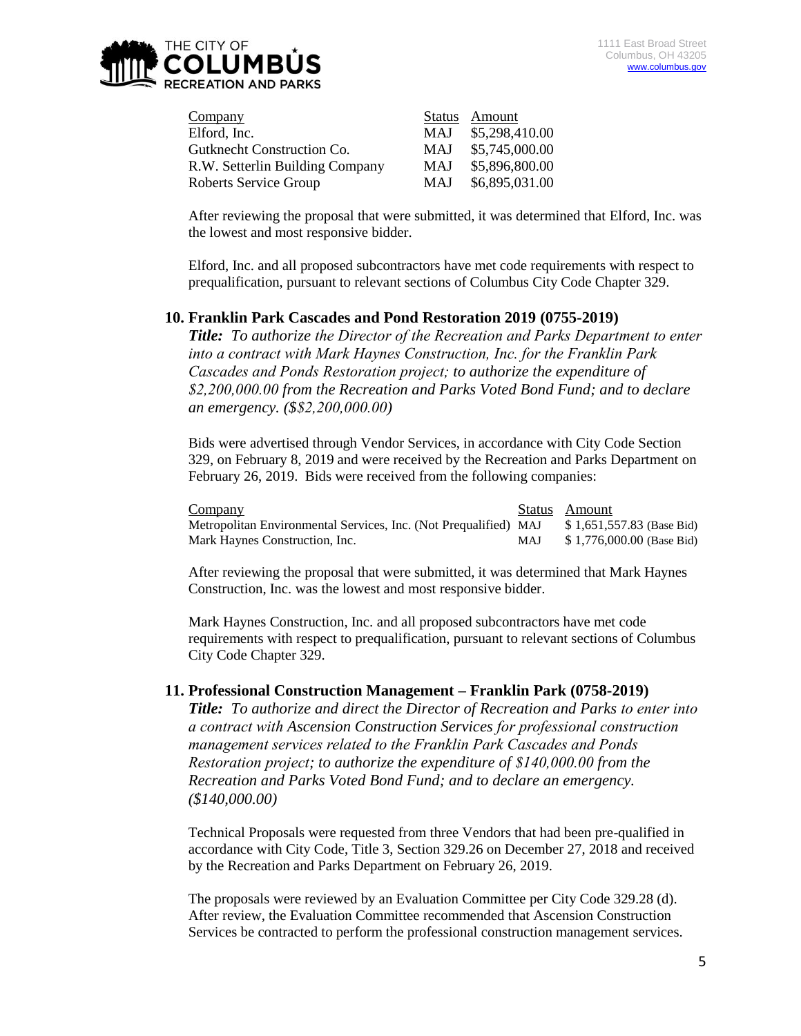| Company | Status | Amount |
|---|---|---|
| Elford, Inc. | MAJ | $5,298,410.00 |
| Gutknecht Construction Co. | MAJ | $5,745,000.00 |
| R.W. Setterlin Building Company | MAJ | $5,896,800.00 |
| Roberts Service Group | MAJ | $6,895,031.00 |

After reviewing the proposal that were submitted, it was determined that Elford, Inc. was the lowest and most responsive bidder.

Elford, Inc. and all proposed subcontractors have met code requirements with respect to prequalification, pursuant to relevant sections of Columbus City Code Chapter 329.

### 10. Franklin Park Cascades and Pond Restoration 2019 (0755-2019)

***Title:*** *To authorize the Director of the Recreation and Parks Department to enter into a contract with Mark Haynes Construction, Inc. for the Franklin Park Cascades and Ponds Restoration project; to authorize the expenditure of $2,200,000.00 from the Recreation and Parks Voted Bond Fund; and to declare an emergency. ($$2,200,000.00)*

Bids were advertised through Vendor Services, in accordance with City Code Section 329, on February 8, 2019 and were received by the Recreation and Parks Department on February 26, 2019. Bids were received from the following companies:

| Company | Status | Amount |
|---|---|---|
| Metropolitan Environmental Services, Inc. (Not Prequalified) | MAJ | $ 1,651,557.83 (Base Bid) |
| Mark Haynes Construction, Inc. | MAJ | $ 1,776,000.00 (Base Bid) |

After reviewing the proposal that were submitted, it was determined that Mark Haynes Construction, Inc. was the lowest and most responsive bidder.

Mark Haynes Construction, Inc. and all proposed subcontractors have met code requirements with respect to prequalification, pursuant to relevant sections of Columbus City Code Chapter 329.

### 11. Professional Construction Management – Franklin Park (0758-2019)

***Title:*** *To authorize and direct the Director of Recreation and Parks to enter into a contract with Ascension Construction Services for professional construction management services related to the Franklin Park Cascades and Ponds Restoration project; to authorize the expenditure of $140,000.00 from the Recreation and Parks Voted Bond Fund; and to declare an emergency. ($140,000.00)*

Technical Proposals were requested from three Vendors that had been pre-qualified in accordance with City Code, Title 3, Section 329.26 on December 27, 2018 and received by the Recreation and Parks Department on February 26, 2019.

The proposals were reviewed by an Evaluation Committee per City Code 329.28 (d). After review, the Evaluation Committee recommended that Ascension Construction Services be contracted to perform the professional construction management services.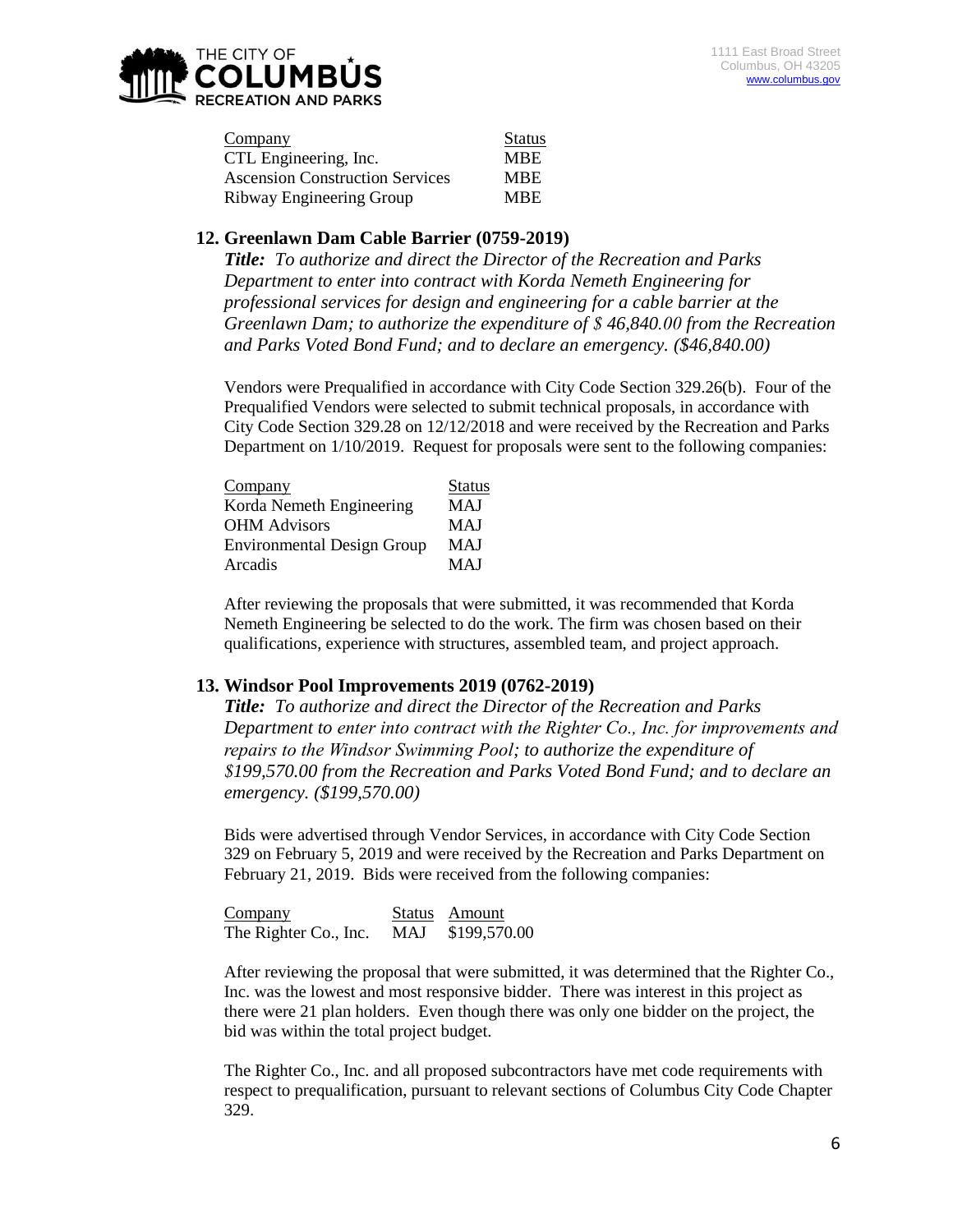| Company | Status |
|---|---|
| CTL Engineering, Inc. | MBE |
| Ascension Construction Services | MBE |
| Ribway Engineering Group | MBE |

### 12. Greenlawn Dam Cable Barrier (0759-2019)

***Title:*** *To authorize and direct the Director of the Recreation and Parks Department to enter into contract with Korda Nemeth Engineering for professional services for design and engineering for a cable barrier at the Greenlawn Dam; to authorize the expenditure of $ 46,840.00 from the Recreation and Parks Voted Bond Fund; and to declare an emergency. ($46,840.00)*

Vendors were Prequalified in accordance with City Code Section 329.26(b). Four of the Prequalified Vendors were selected to submit technical proposals, in accordance with City Code Section 329.28 on 12/12/2018 and were received by the Recreation and Parks Department on 1/10/2019. Request for proposals were sent to the following companies:

| Company | Status |
|---|---|
| Korda Nemeth Engineering | MAJ |
| OHM Advisors | MAJ |
| Environmental Design Group | MAJ |
| Arcadis | MAJ |

After reviewing the proposals that were submitted, it was recommended that Korda Nemeth Engineering be selected to do the work. The firm was chosen based on their qualifications, experience with structures, assembled team, and project approach.

### 13. Windsor Pool Improvements 2019 (0762-2019)

***Title:*** *To authorize and direct the Director of the Recreation and Parks Department to enter into contract with the Righter Co., Inc. for improvements and repairs to the Windsor Swimming Pool; to authorize the expenditure of $199,570.00 from the Recreation and Parks Voted Bond Fund; and to declare an emergency. ($199,570.00)*

Bids were advertised through Vendor Services, in accordance with City Code Section 329 on February 5, 2019 and were received by the Recreation and Parks Department on February 21, 2019. Bids were received from the following companies:

| Company | Status | Amount |
|---|---|---|
| The Righter Co., Inc. | MAJ | $199,570.00 |

After reviewing the proposal that were submitted, it was determined that the Righter Co., Inc. was the lowest and most responsive bidder. There was interest in this project as there were 21 plan holders. Even though there was only one bidder on the project, the bid was within the total project budget.

The Righter Co., Inc. and all proposed subcontractors have met code requirements with respect to prequalification, pursuant to relevant sections of Columbus City Code Chapter 329.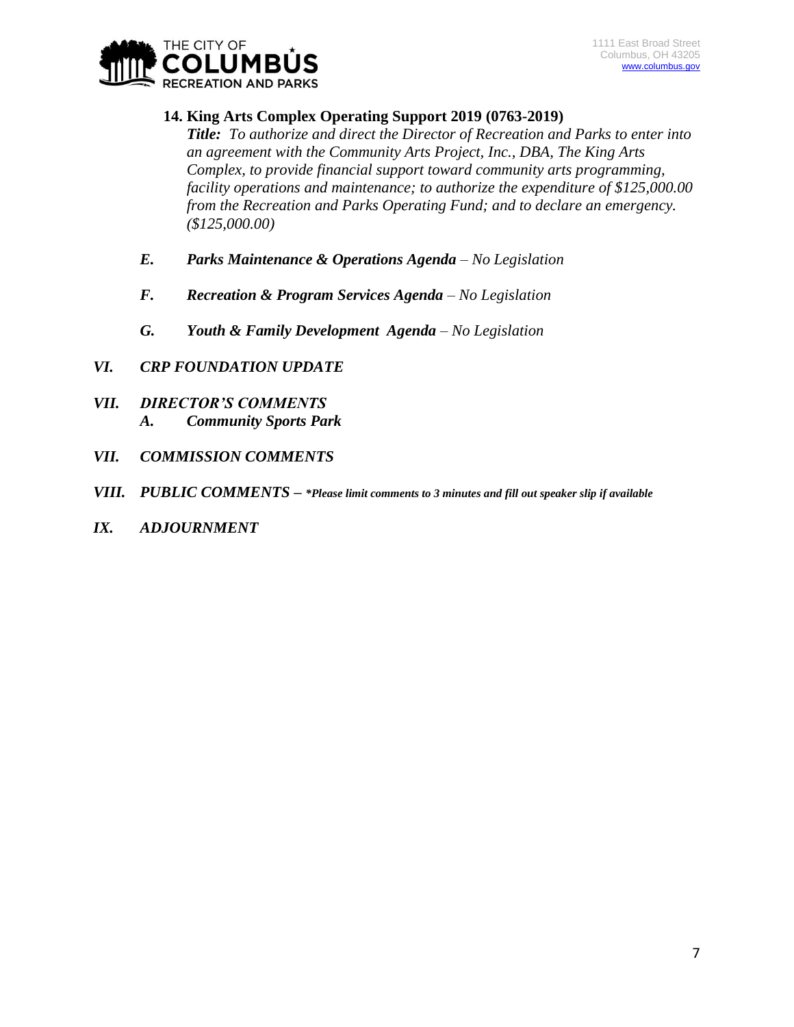1111 East Broad Street
Columbus, OH 43205
www.columbus.gov

**14. King Arts Complex Operating Support 2019 (0763-2019)**
***Title:*** *To authorize and direct the Director of Recreation and Parks to enter into an agreement with the Community Arts Project, Inc., DBA, The King Arts Complex, to provide financial support toward community arts programming, facility operations and maintenance; to authorize the expenditure of $125,000.00 from the Recreation and Parks Operating Fund; and to declare an emergency. ($125,000.00)*

***E. Parks Maintenance & Operations Agenda*** *– No Legislation*

***F. Recreation & Program Services Agenda*** *– No Legislation*

***G. Youth & Family Development Agenda*** *– No Legislation*

***VI. CRP FOUNDATION UPDATE***

***VII. DIRECTOR'S COMMENTS***
***A. Community Sports Park***

***VII. COMMISSION COMMENTS***

***VIII. PUBLIC COMMENTS –*** ***\*Please limit comments to 3 minutes and fill out speaker slip if available***

***IX. ADJOURNMENT***